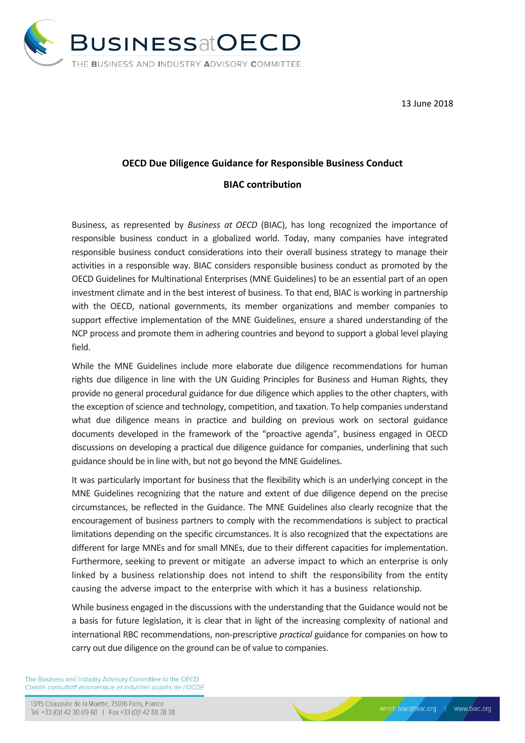13 June 2018

**OECD Due Diligence Guidance for Responsible Business Conduct**

**BIAC contribution**

Business, as represented by *Business at OECD* (BIAC), has long recognized the importance of responsible business conduct in a globalized world. Today, many companies have integrated responsible business conduct considerations into their overall business strategy to manage their activities in a responsible way. BIAC considers responsible business conduct as promoted by the OECD Guidelines for Multinational Enterprises (MNE Guidelines) to be an essential part of an open investment climate and in the best interest of business. To that end, BIAC is working in partnership with the OECD, national governments, its member organizations and member companies to support effective implementation of the MNE Guidelines, ensure a shared understanding of the NCP process and promote them in adhering countries and beyond to support a global level playing field.

While the MNE Guidelines include more elaborate due diligence recommendations for human rights due diligence in line with the UN Guiding Principles for Business and Human Rights, they provide no general procedural guidance for due diligence which applies to the other chapters, with the exception of science and technology, competition, and taxation. To help companies understand what due diligence means in practice and building on previous work on sectoral guidance documents developed in the framework of the "proactive agenda", business engaged in OECD discussions on developing a practical due diligence guidance for companies, underlining that such guidance should be in line with, but not go beyond the MNE Guidelines.

It was particularly important for business that the flexibility which is an underlying concept in the MNE Guidelines recognizing that the nature and extent of due diligence depend on the precise circumstances, be reflected in the Guidance. The MNE Guidelines also clearly recognize that the encouragement of business partners to comply with the recommendations is subject to practical limitations depending on the specific circumstances. It is also recognized that the expectations are different for large MNEs and for small MNEs, due to their different capacities for implementation. Furthermore, seeking to prevent or mitigate an adverse impact to which an enterprise is only linked by a business relationship does not intend to shift the responsibility from the entity causing the adverse impact to the enterprise with which it has a business relationship.

While business engaged in the discussions with the understanding that the Guidance would not be a basis for future legislation, it is clear that in light of the increasing complexity of national and international RBC recommendations, non-prescriptive *practical* guidance for companies on how to carry out due diligence on the ground can be of value to companies.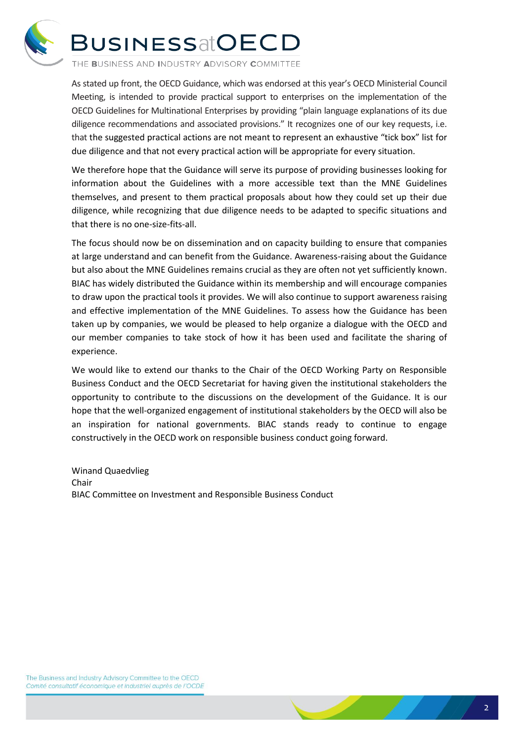As stated up front, the OECD Guidance, which was endorsed at this year's OECD Ministerial Council Meeting, is intended to provide practical support to enterprises on the implementation of the OECD Guidelines for Multinational Enterprises by providing "plain language explanations of its due diligence recommendations and associated provisions." It recognizes one of our key requests, i.e. that the suggested practical actions are not meant to represent an exhaustive "tick box" list for due diligence and that not every practical action will be appropriate for every situation.

We therefore hope that the Guidance will serve its purpose of providing businesses looking for information about the Guidelines with a more accessible text than the MNE Guidelines themselves, and present to them practical proposals about how they could set up their due diligence, while recognizing that due diligence needs to be adapted to specific situations and that there is no one-size-fits-all.

The focus should now be on dissemination and on capacity building to ensure that companies at large understand and can benefit from the Guidance. Awareness-raising about the Guidance but also about the MNE Guidelines remains crucial as they are often not yet sufficiently known. BIAC has widely distributed the Guidance within its membership and will encourage companies to draw upon the practical tools it provides. We will also continue to support awareness raising and effective implementation of the MNE Guidelines. To assess how the Guidance has been taken up by companies, we would be pleased to help organize a dialogue with the OECD and our member companies to take stock of how it has been used and facilitate the sharing of experience.

We would like to extend our thanks to the Chair of the OECD Working Party on Responsible Business Conduct and the OECD Secretariat for having given the institutional stakeholders the opportunity to contribute to the discussions on the development of the Guidance. It is our hope that the well-organized engagement of institutional stakeholders by the OECD will also be an inspiration for national governments. BIAC stands ready to continue to engage constructively in the OECD work on responsible business conduct going forward.

Winand Quaedvlieg
Chair
BIAC Committee on Investment and Responsible Business Conduct